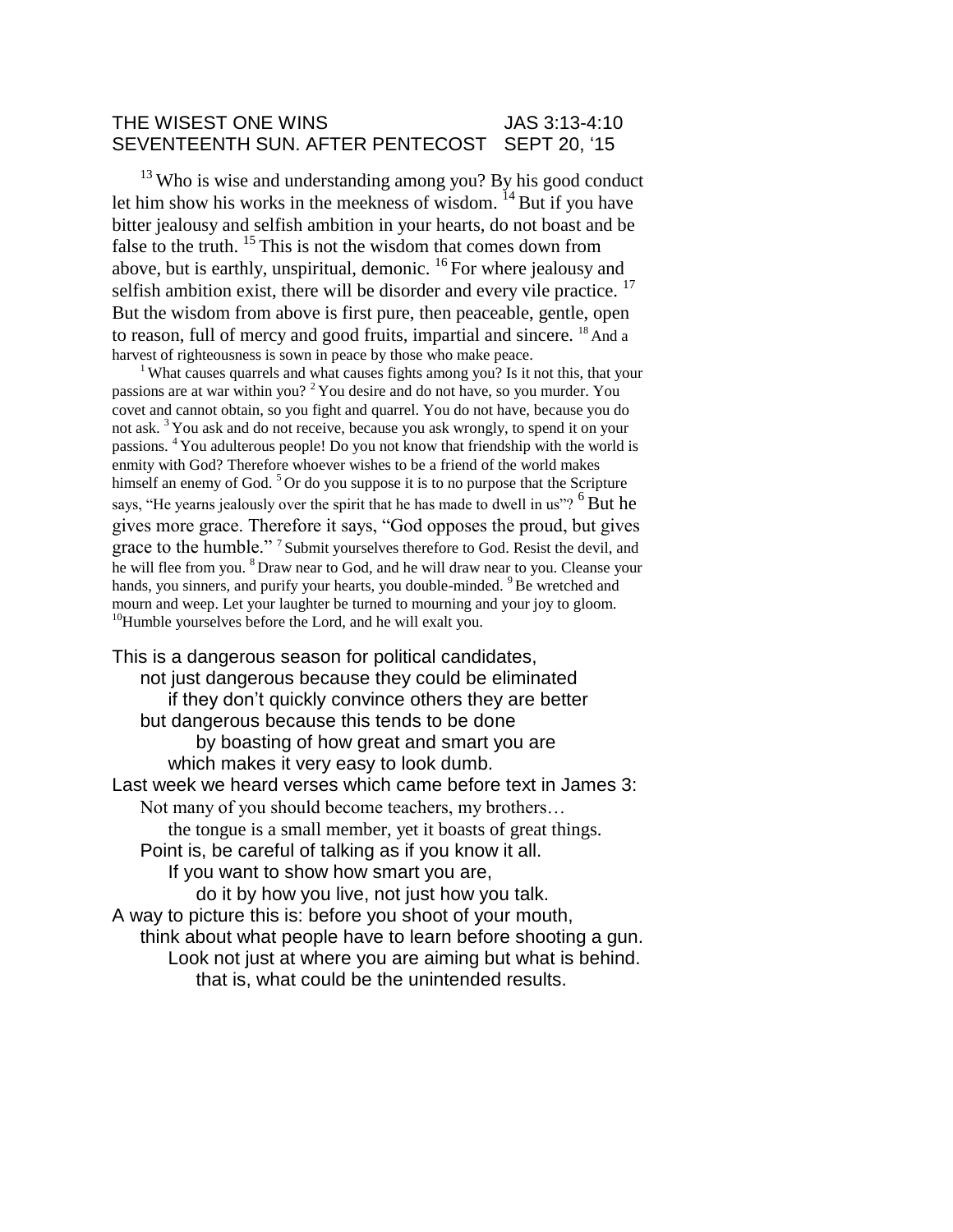THE WISEST ONE WINS JAS 3:13-4:10
SEVENTEENTH SUN. AFTER PENTECOST SEPT 20, '15

[13] Who is wise and understanding among you? By his good conduct let him show his works in the meekness of wisdom. [14] But if you have bitter jealousy and selfish ambition in your hearts, do not boast and be false to the truth. [15] This is not the wisdom that comes down from above, but is earthly, unspiritual, demonic. [16] For where jealousy and selfish ambition exist, there will be disorder and every vile practice. [17] But the wisdom from above is first pure, then peaceable, gentle, open to reason, full of mercy and good fruits, impartial and sincere. [18] And a harvest of righteousness is sown in peace by those who make peace.

[1] What causes quarrels and what causes fights among you? Is it not this, that your passions are at war within you? [2] You desire and do not have, so you murder. You covet and cannot obtain, so you fight and quarrel. You do not have, because you do not ask. [3] You ask and do not receive, because you ask wrongly, to spend it on your passions. [4] You adulterous people! Do you not know that friendship with the world is enmity with God? Therefore whoever wishes to be a friend of the world makes himself an enemy of God. [5] Or do you suppose it is to no purpose that the Scripture says, "He yearns jealously over the spirit that he has made to dwell in us"? [6] But he gives more grace. Therefore it says, "God opposes the proud, but gives grace to the humble." [7] Submit yourselves therefore to God. Resist the devil, and he will flee from you. [8] Draw near to God, and he will draw near to you. Cleanse your hands, you sinners, and purify your hearts, you double-minded. [9] Be wretched and mourn and weep. Let your laughter be turned to mourning and your joy to gloom. [10] Humble yourselves before the Lord, and he will exalt you.

This is a dangerous season for political candidates,
not just dangerous because they could be eliminated
if they don't quickly convince others they are better
but dangerous because this tends to be done
by boasting of how great and smart you are
which makes it very easy to look dumb.
Last week we heard verses which came before text in James 3:
Not many of you should become teachers, my brothers…
the tongue is a small member, yet it boasts of great things.
Point is, be careful of talking as if you know it all.
If you want to show how smart you are,
do it by how you live, not just how you talk.
A way to picture this is: before you shoot of your mouth,
think about what people have to learn before shooting a gun.
Look not just at where you are aiming but what is behind.
that is, what could be the unintended results.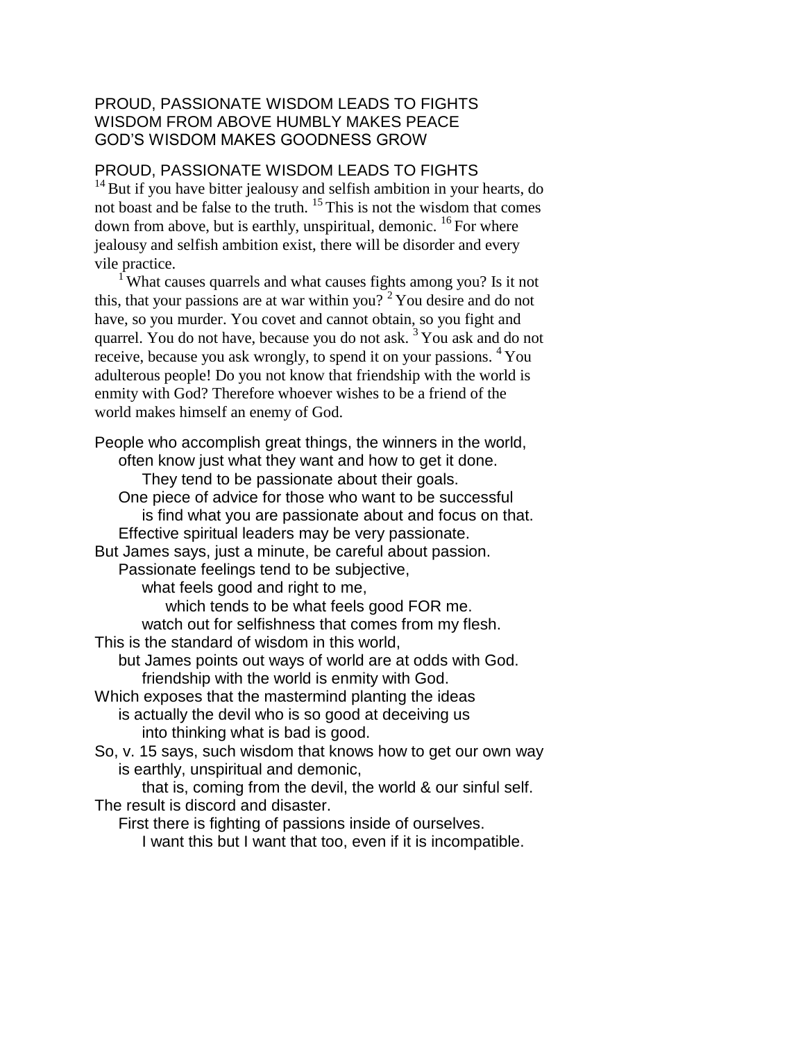PROUD, PASSIONATE WISDOM LEADS TO FIGHTS
WISDOM FROM ABOVE HUMBLY MAKES PEACE
GOD'S WISDOM MAKES GOODNESS GROW

## PROUD, PASSIONATE WISDOM LEADS TO FIGHTS

[14] But if you have bitter jealousy and selfish ambition in your hearts, do not boast and be false to the truth. [15] This is not the wisdom that comes down from above, but is earthly, unspiritual, demonic. [16] For where jealousy and selfish ambition exist, there will be disorder and every vile practice.

[1] What causes quarrels and what causes fights among you? Is it not this, that your passions are at war within you? [2] You desire and do not have, so you murder. You covet and cannot obtain, so you fight and quarrel. You do not have, because you do not ask. [3] You ask and do not receive, because you ask wrongly, to spend it on your passions. [4] You adulterous people! Do you not know that friendship with the world is enmity with God? Therefore whoever wishes to be a friend of the world makes himself an enemy of God.

People who accomplish great things, the winners in the world,
often know just what they want and how to get it done.
They tend to be passionate about their goals.
One piece of advice for those who want to be successful
is find what you are passionate about and focus on that.
Effective spiritual leaders may be very passionate.
But James says, just a minute, be careful about passion.
Passionate feelings tend to be subjective,
what feels good and right to me,
which tends to be what feels good FOR me.
watch out for selfishness that comes from my flesh.
This is the standard of wisdom in this world,
but James points out ways of world are at odds with God.
friendship with the world is enmity with God.
Which exposes that the mastermind planting the ideas
is actually the devil who is so good at deceiving us
into thinking what is bad is good.
So, v. 15 says, such wisdom that knows how to get our own way
is earthly, unspiritual and demonic,
that is, coming from the devil, the world & our sinful self.
The result is discord and disaster.
First there is fighting of passions inside of ourselves.
I want this but I want that too, even if it is incompatible.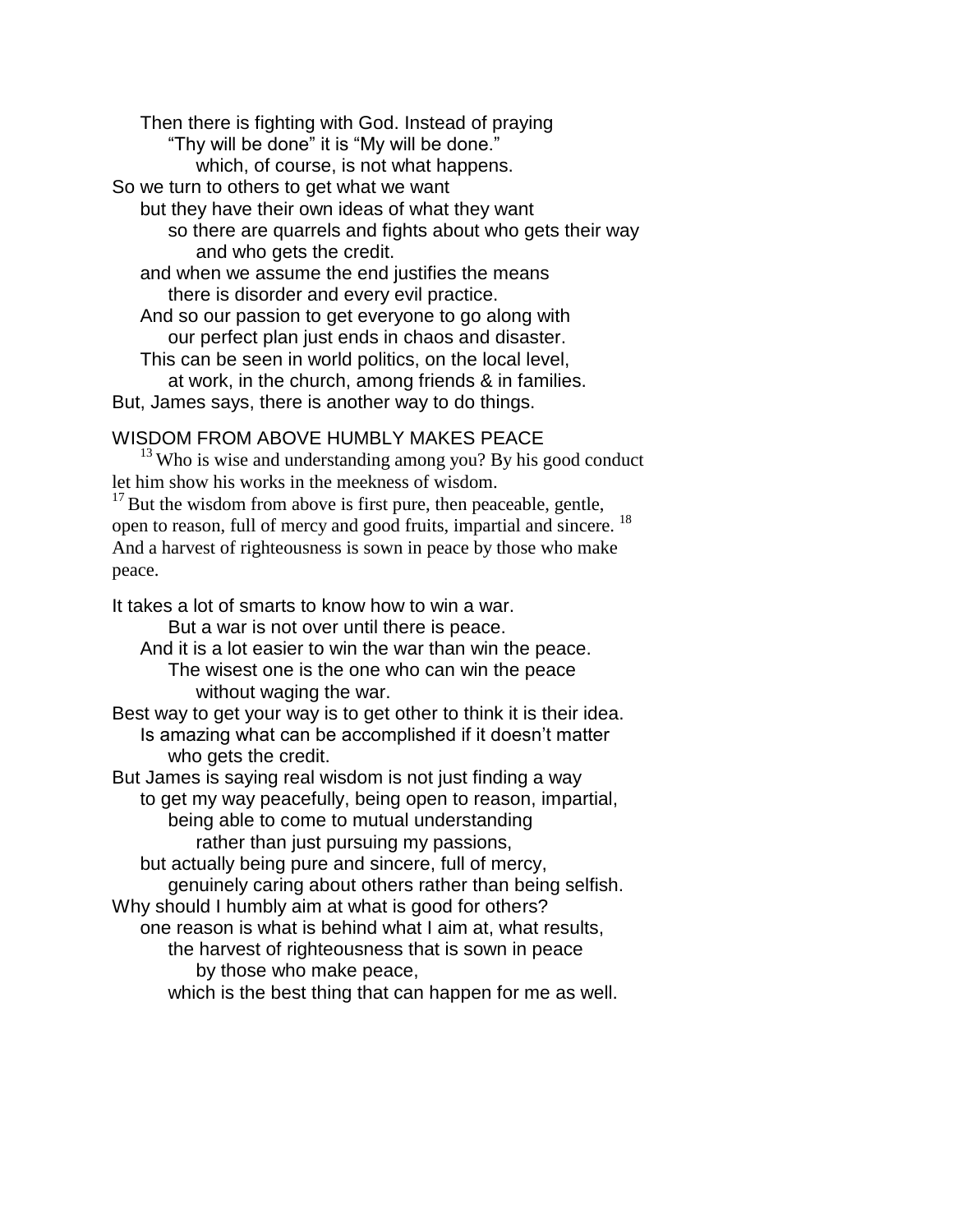Then there is fighting with God. Instead of praying
"Thy will be done" it is "My will be done."
which, of course, is not what happens.

So we turn to others to get what we want
but they have their own ideas of what they want
so there are quarrels and fights about who gets their way
and who gets the credit.
and when we assume the end justifies the means
there is disorder and every evil practice.
And so our passion to get everyone to go along with
our perfect plan just ends in chaos and disaster.
This can be seen in world politics, on the local level,
at work, in the church, among friends & in families.

But, James says, there is another way to do things.

WISDOM FROM ABOVE HUMBLY MAKES PEACE

[13] Who is wise and understanding among you? By his good conduct let him show his works in the meekness of wisdom.
[17] But the wisdom from above is first pure, then peaceable, gentle, open to reason, full of mercy and good fruits, impartial and sincere. [18] And a harvest of righteousness is sown in peace by those who make peace.

It takes a lot of smarts to know how to win a war.
But a war is not over until there is peace.
And it is a lot easier to win the war than win the peace.
The wisest one is the one who can win the peace
without waging the war.

Best way to get your way is to get other to think it is their idea.
Is amazing what can be accomplished if it doesn't matter
who gets the credit.

But James is saying real wisdom is not just finding a way
to get my way peacefully, being open to reason, impartial,
being able to come to mutual understanding
rather than just pursuing my passions,
but actually being pure and sincere, full of mercy,
genuinely caring about others rather than being selfish.

Why should I humbly aim at what is good for others?
one reason is what is behind what I aim at, what results,
the harvest of righteousness that is sown in peace
by those who make peace,
which is the best thing that can happen for me as well.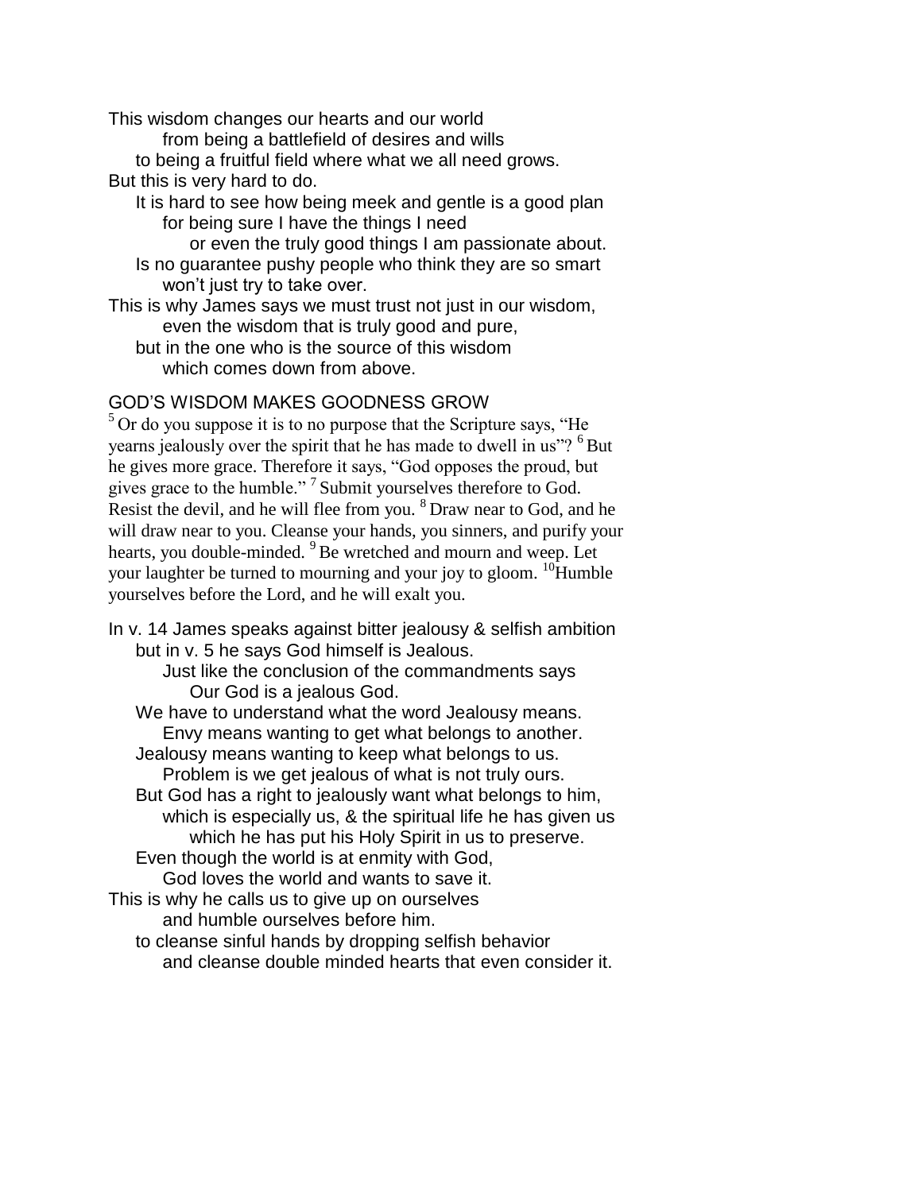This wisdom changes our hearts and our world
from being a battlefield of desires and wills
to being a fruitful field where what we all need grows.
But this is very hard to do.
It is hard to see how being meek and gentle is a good plan
for being sure I have the things I need
or even the truly good things I am passionate about.
Is no guarantee pushy people who think they are so smart
won't just try to take over.
This is why James says we must trust not just in our wisdom,
even the wisdom that is truly good and pure,
but in the one who is the source of this wisdom
which comes down from above.

## GOD'S WISDOM MAKES GOODNESS GROW

[5] Or do you suppose it is to no purpose that the Scripture says, "He yearns jealously over the spirit that he has made to dwell in us"? [6] But he gives more grace. Therefore it says, "God opposes the proud, but gives grace to the humble." [7] Submit yourselves therefore to God. Resist the devil, and he will flee from you. [8] Draw near to God, and he will draw near to you. Cleanse your hands, you sinners, and purify your hearts, you double-minded. [9] Be wretched and mourn and weep. Let your laughter be turned to mourning and your joy to gloom. [10] Humble yourselves before the Lord, and he will exalt you.

In v. 14 James speaks against bitter jealousy & selfish ambition
but in v. 5 he says God himself is Jealous.
Just like the conclusion of the commandments says
Our God is a jealous God.
We have to understand what the word Jealousy means.
Envy means wanting to get what belongs to another.
Jealousy means wanting to keep what belongs to us.
Problem is we get jealous of what is not truly ours.
But God has a right to jealously want what belongs to him,
which is especially us, & the spiritual life he has given us
which he has put his Holy Spirit in us to preserve.
Even though the world is at enmity with God,
God loves the world and wants to save it.
This is why he calls us to give up on ourselves
and humble ourselves before him.
to cleanse sinful hands by dropping selfish behavior
and cleanse double minded hearts that even consider it.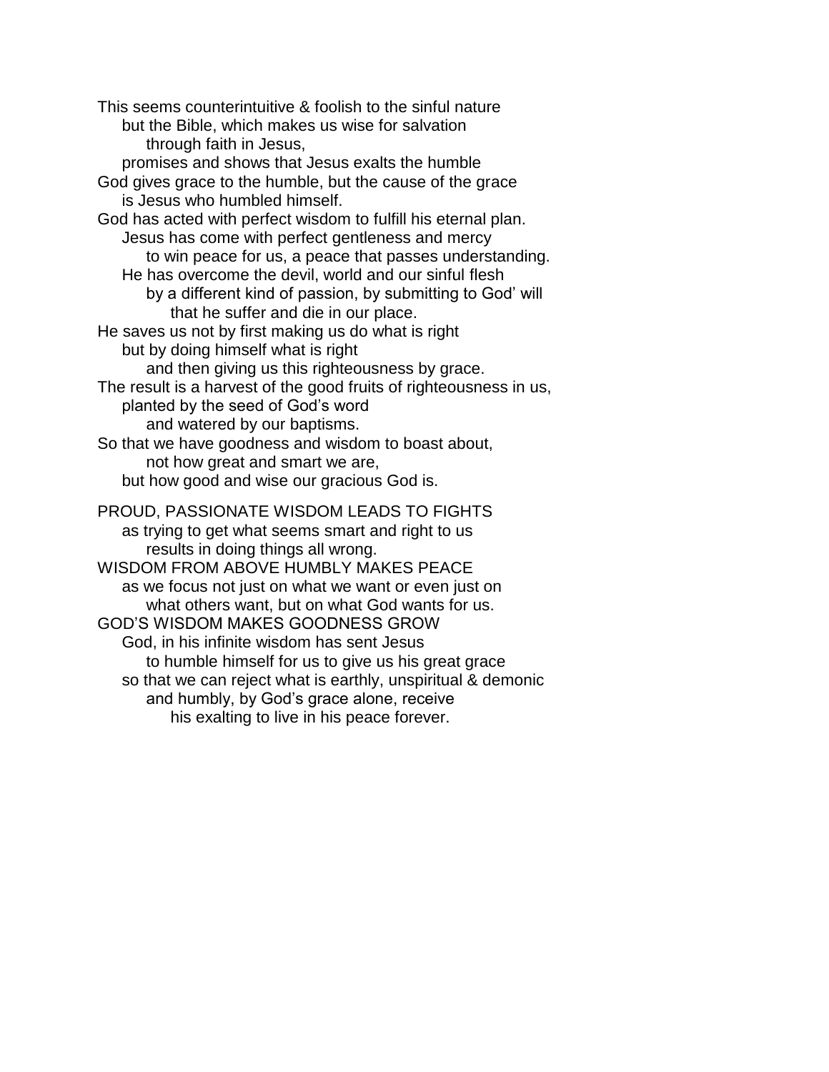This seems counterintuitive & foolish to the sinful nature
  but the Bible, which makes us wise for salvation
    through faith in Jesus,
  promises and shows that Jesus exalts the humble
God gives grace to the humble, but the cause of the grace
  is Jesus who humbled himself.
God has acted with perfect wisdom to fulfill his eternal plan.
  Jesus has come with perfect gentleness and mercy
    to win peace for us, a peace that passes understanding.
  He has overcome the devil, world and our sinful flesh
    by a different kind of passion, by submitting to God' will
      that he suffer and die in our place.
He saves us not by first making us do what is right
  but by doing himself what is right
    and then giving us this righteousness by grace.
The result is a harvest of the good fruits of righteousness in us,
  planted by the seed of God's word
    and watered by our baptisms.
So that we have goodness and wisdom to boast about,
    not how great and smart we are,
  but how good and wise our gracious God is.

PROUD, PASSIONATE WISDOM LEADS TO FIGHTS
  as trying to get what seems smart and right to us
    results in doing things all wrong.
WISDOM FROM ABOVE HUMBLY MAKES PEACE
  as we focus not just on what we want or even just on
    what others want, but on what God wants for us.
GOD'S WISDOM MAKES GOODNESS GROW
  God, in his infinite wisdom has sent Jesus
    to humble himself for us to give us his great grace
  so that we can reject what is earthly, unspiritual & demonic
    and humbly, by God's grace alone, receive
      his exalting to live in his peace forever.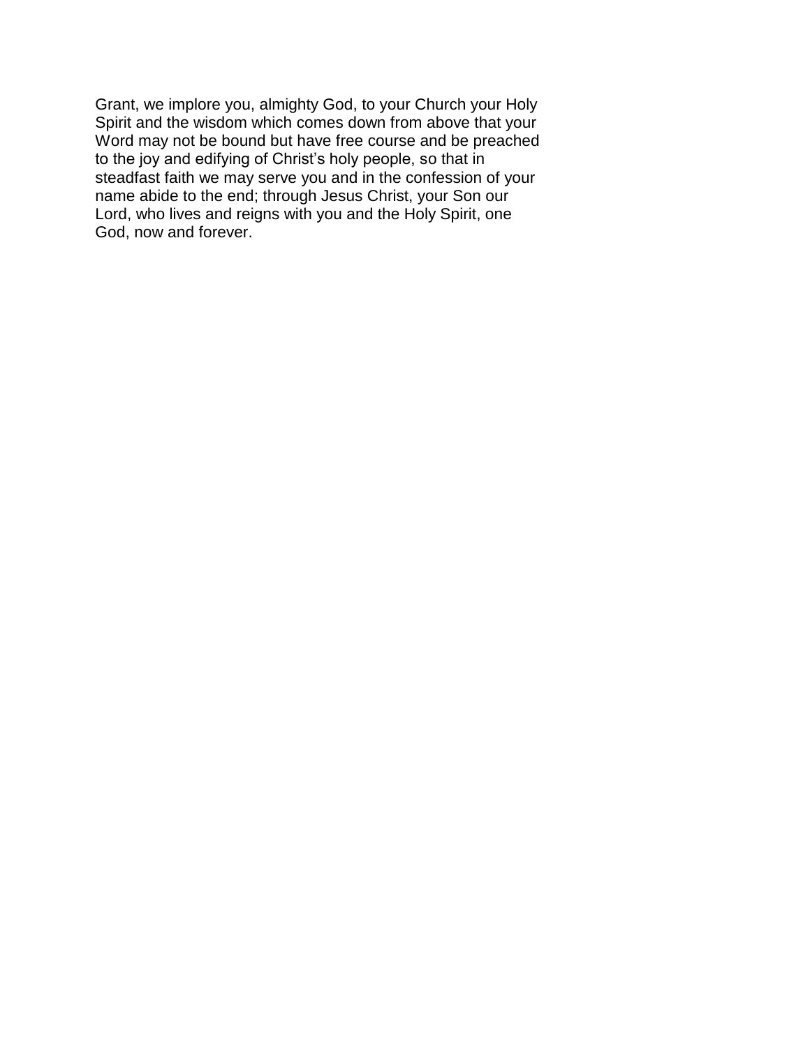Grant, we implore you, almighty God, to your Church your Holy Spirit and the wisdom which comes down from above that your Word may not be bound but have free course and be preached to the joy and edifying of Christ's holy people, so that in steadfast faith we may serve you and in the confession of your name abide to the end; through Jesus Christ, your Son our Lord, who lives and reigns with you and the Holy Spirit, one God, now and forever.